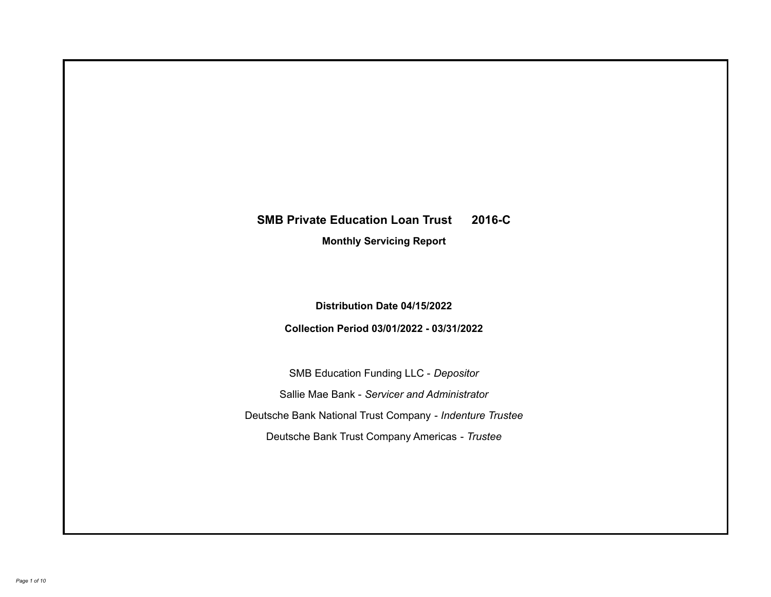# SMB Private Education Loan Trust 2016-C

## Monthly Servicing Report

**Distribution Date 04/15/2022**

**Collection Period 03/01/2022 - 03/31/2022**

SMB Education Funding LLC - *Depositor*

Sallie Mae Bank - *Servicer and Administrator*

Deutsche Bank National Trust Company - *Indenture Trustee*

Deutsche Bank Trust Company Americas - *Trustee*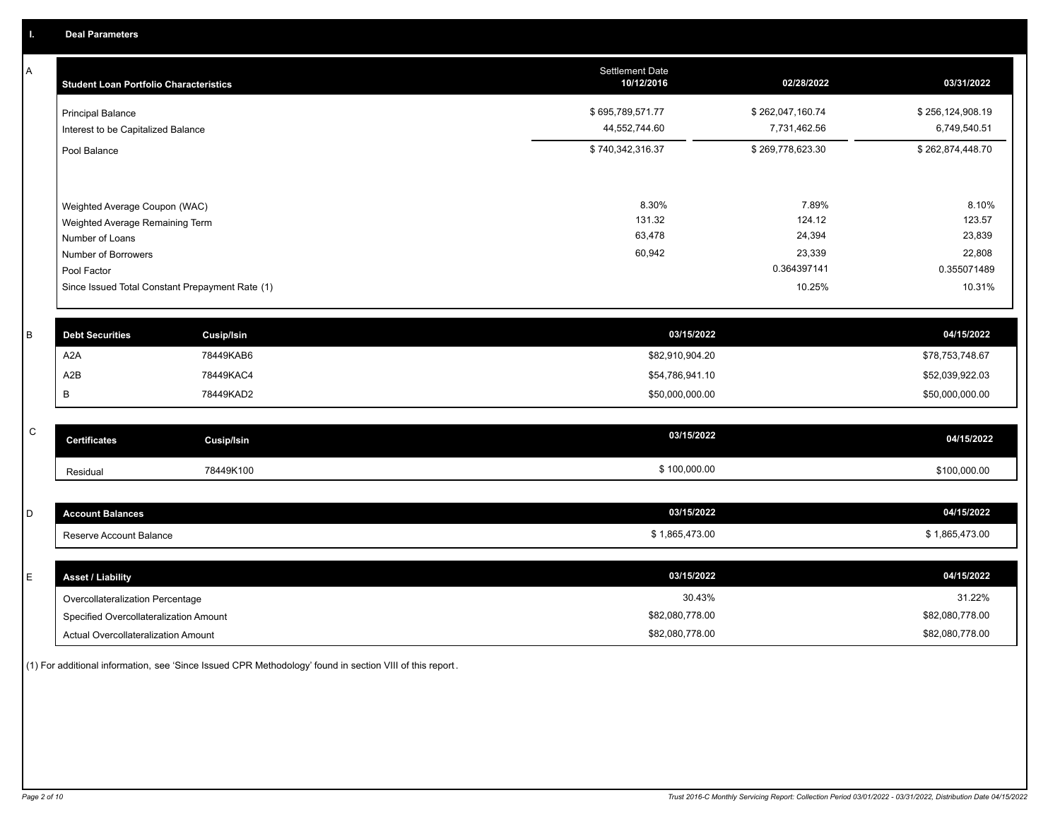## I. Deal Parameters

### A

| Student Loan Portfolio Characteristics | Settlement Date 10/12/2016 | 02/28/2022 | 03/31/2022 |
|---|---|---|---|
| Principal Balance | $ 695,789,571.77 | $ 262,047,160.74 | $ 256,124,908.19 |
| Interest to be Capitalized Balance | 44,552,744.60 | 7,731,462.56 | 6,749,540.51 |
| Pool Balance | $ 740,342,316.37 | $ 269,778,623.30 | $ 262,874,448.70 |
| | | | |
| Weighted Average Coupon (WAC) | 8.30% | 7.89% | 8.10% |
| Weighted Average Remaining Term | 131.32 | 124.12 | 123.57 |
| Number of Loans | 63,478 | 24,394 | 23,839 |
| Number of Borrowers | 60,942 | 23,339 | 22,808 |
| Pool Factor | | 0.364397141 | 0.355071489 |
| Since Issued Total Constant Prepayment Rate (1) | | 10.25% | 10.31% |

### B

| Debt Securities | Cusip/Isin | 03/15/2022 | 04/15/2022 |
|---|---|---|---|
| A2A | 78449KAB6 | $82,910,904.20 | $78,753,748.67 |
| A2B | 78449KAC4 | $54,786,941.10 | $52,039,922.03 |
| B | 78449KAD2 | $50,000,000.00 | $50,000,000.00 |

### C

| Certificates | Cusip/Isin | 03/15/2022 | 04/15/2022 |
|---|---|---|---|
| Residual | 78449K100 | $ 100,000.00 | $100,000.00 |

### D

| Account Balances | 03/15/2022 | 04/15/2022 |
|---|---|---|
| Reserve Account Balance | $ 1,865,473.00 | $ 1,865,473.00 |

### E

| Asset / Liability | 03/15/2022 | 04/15/2022 |
|---|---|---|
| Overcollateralization Percentage | 30.43% | 31.22% |
| Specified Overcollateralization Amount | $82,080,778.00 | $82,080,778.00 |
| Actual Overcollateralization Amount | $82,080,778.00 | $82,080,778.00 |

(1) For additional information, see 'Since Issued CPR Methodology' found in section VIII of this report.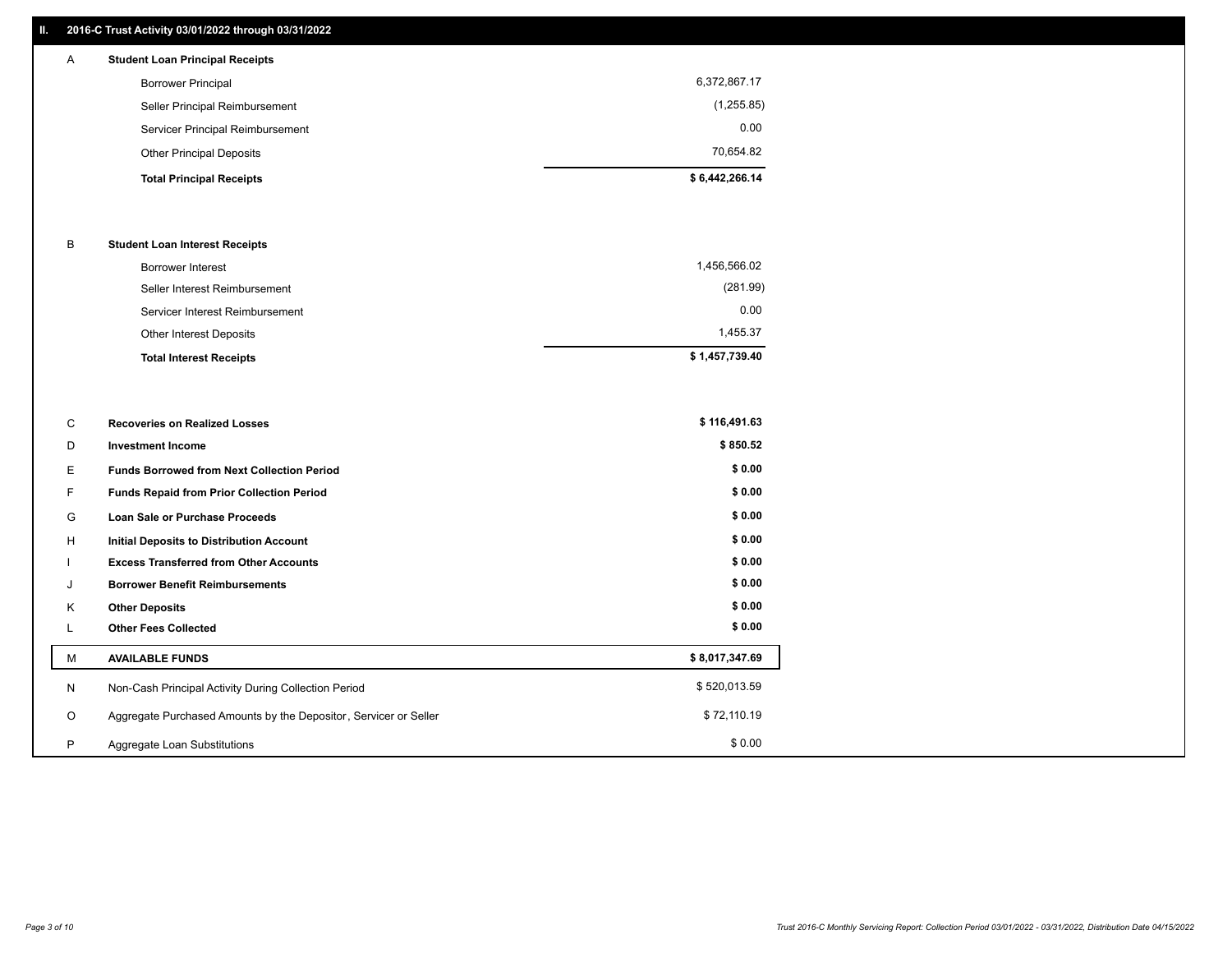## II. 2016-C Trust Activity 03/01/2022 through 03/31/2022

| | | |
|---|---|---|
| A | **Student Loan Principal Receipts** | |
| | Borrower Principal | 6,372,867.17 |
| | Seller Principal Reimbursement | (1,255.85) |
| | Servicer Principal Reimbursement | 0.00 |
| | Other Principal Deposits | 70,654.82 |
| | **Total Principal Receipts** | **$ 6,442,266.14** |
| B | **Student Loan Interest Receipts** | |
| | Borrower Interest | 1,456,566.02 |
| | Seller Interest Reimbursement | (281.99) |
| | Servicer Interest Reimbursement | 0.00 |
| | Other Interest Deposits | 1,455.37 |
| | **Total Interest Receipts** | **$ 1,457,739.40** |
| C | **Recoveries on Realized Losses** | **$ 116,491.63** |
| D | **Investment Income** | **$ 850.52** |
| E | **Funds Borrowed from Next Collection Period** | **$ 0.00** |
| F | **Funds Repaid from Prior Collection Period** | **$ 0.00** |
| G | **Loan Sale or Purchase Proceeds** | **$ 0.00** |
| H | **Initial Deposits to Distribution Account** | **$ 0.00** |
| I | **Excess Transferred from Other Accounts** | **$ 0.00** |
| J | **Borrower Benefit Reimbursements** | **$ 0.00** |
| K | **Other Deposits** | **$ 0.00** |
| L | **Other Fees Collected** | **$ 0.00** |
| M | **AVAILABLE FUNDS** | **$ 8,017,347.69** |
| N | Non-Cash Principal Activity During Collection Period | $ 520,013.59 |
| O | Aggregate Purchased Amounts by the Depositor, Servicer or Seller | $ 72,110.19 |
| P | Aggregate Loan Substitutions | $ 0.00 |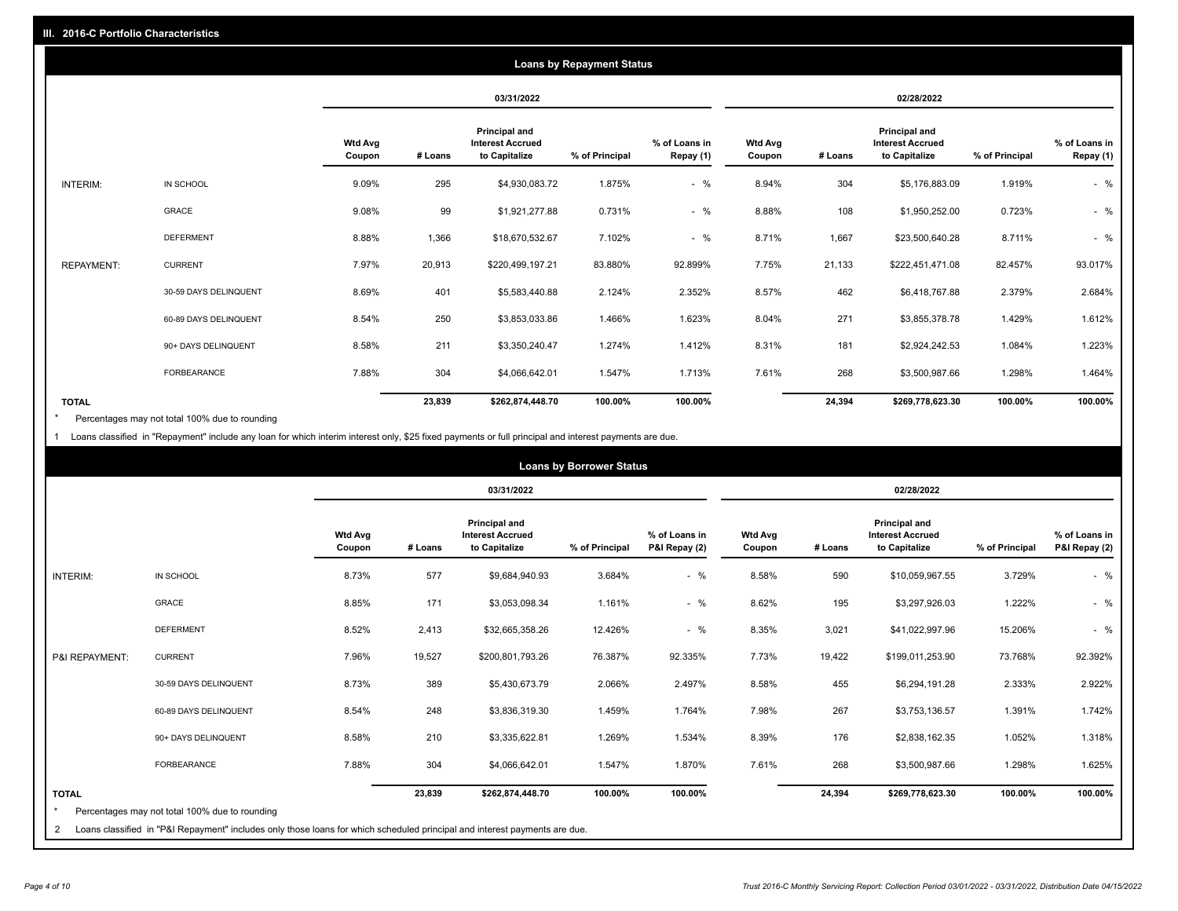## III. 2016-C Portfolio Characteristics

### Loans by Repayment Status

| | | 03/31/2022 | | | | | 02/28/2022 | | | | |
|---|---|---|---|---|---|---|---|---|---|---|---|
| | | Wtd Avg Coupon | # Loans | Principal and Interest Accrued to Capitalize | % of Principal | % of Loans in Repay (1) | Wtd Avg Coupon | # Loans | Principal and Interest Accrued to Capitalize | % of Principal | % of Loans in Repay (1) |
| INTERIM: | IN SCHOOL | 9.09% | 295 | $4,930,083.72 | 1.875% | - % | 8.94% | 304 | $5,176,883.09 | 1.919% | - % |
| | GRACE | 9.08% | 99 | $1,921,277.88 | 0.731% | - % | 8.88% | 108 | $1,950,252.00 | 0.723% | - % |
| | DEFERMENT | 8.88% | 1,366 | $18,670,532.67 | 7.102% | - % | 8.71% | 1,667 | $23,500,640.28 | 8.711% | - % |
| REPAYMENT: | CURRENT | 7.97% | 20,913 | $220,499,197.21 | 83.880% | 92.899% | 7.75% | 21,133 | $222,451,471.08 | 82.457% | 93.017% |
| | 30-59 DAYS DELINQUENT | 8.69% | 401 | $5,583,440.88 | 2.124% | 2.352% | 8.57% | 462 | $6,418,767.88 | 2.379% | 2.684% |
| | 60-89 DAYS DELINQUENT | 8.54% | 250 | $3,853,033.86 | 1.466% | 1.623% | 8.04% | 271 | $3,855,378.78 | 1.429% | 1.612% |
| | 90+ DAYS DELINQUENT | 8.58% | 211 | $3,350,240.47 | 1.274% | 1.412% | 8.31% | 181 | $2,924,242.53 | 1.084% | 1.223% |
| | FORBEARANCE | 7.88% | 304 | $4,066,642.01 | 1.547% | 1.713% | 7.61% | 268 | $3,500,987.66 | 1.298% | 1.464% |
| TOTAL | | | 23,839 | $262,874,448.70 | 100.00% | 100.00% | | 24,394 | $269,778,623.30 | 100.00% | 100.00% |

* Percentages may not total 100% due to rounding

1 Loans classified in "Repayment" include any loan for which interim interest only, $25 fixed payments or full principal and interest payments are due.

### Loans by Borrower Status

| | | 03/31/2022 | | | | | 02/28/2022 | | | | |
|---|---|---|---|---|---|---|---|---|---|---|---|
| | | Wtd Avg Coupon | # Loans | Principal and Interest Accrued to Capitalize | % of Principal | % of Loans in P&I Repay (2) | Wtd Avg Coupon | # Loans | Principal and Interest Accrued to Capitalize | % of Principal | % of Loans in P&I Repay (2) |
| INTERIM: | IN SCHOOL | 8.73% | 577 | $9,684,940.93 | 3.684% | - % | 8.58% | 590 | $10,059,967.55 | 3.729% | - % |
| | GRACE | 8.85% | 171 | $3,053,098.34 | 1.161% | - % | 8.62% | 195 | $3,297,926.03 | 1.222% | - % |
| | DEFERMENT | 8.52% | 2,413 | $32,665,358.26 | 12.426% | - % | 8.35% | 3,021 | $41,022,997.96 | 15.206% | - % |
| P&I REPAYMENT: | CURRENT | 7.96% | 19,527 | $200,801,793.26 | 76.387% | 92.335% | 7.73% | 19,422 | $199,011,253.90 | 73.768% | 92.392% |
| | 30-59 DAYS DELINQUENT | 8.73% | 389 | $5,430,673.79 | 2.066% | 2.497% | 8.58% | 455 | $6,294,191.28 | 2.333% | 2.922% |
| | 60-89 DAYS DELINQUENT | 8.54% | 248 | $3,836,319.30 | 1.459% | 1.764% | 7.98% | 267 | $3,753,136.57 | 1.391% | 1.742% |
| | 90+ DAYS DELINQUENT | 8.58% | 210 | $3,335,622.81 | 1.269% | 1.534% | 8.39% | 176 | $2,838,162.35 | 1.052% | 1.318% |
| | FORBEARANCE | 7.88% | 304 | $4,066,642.01 | 1.547% | 1.870% | 7.61% | 268 | $3,500,987.66 | 1.298% | 1.625% |
| TOTAL | | | 23,839 | $262,874,448.70 | 100.00% | 100.00% | | 24,394 | $269,778,623.30 | 100.00% | 100.00% |

* Percentages may not total 100% due to rounding

2 Loans classified in "P&I Repayment" includes only those loans for which scheduled principal and interest payments are due.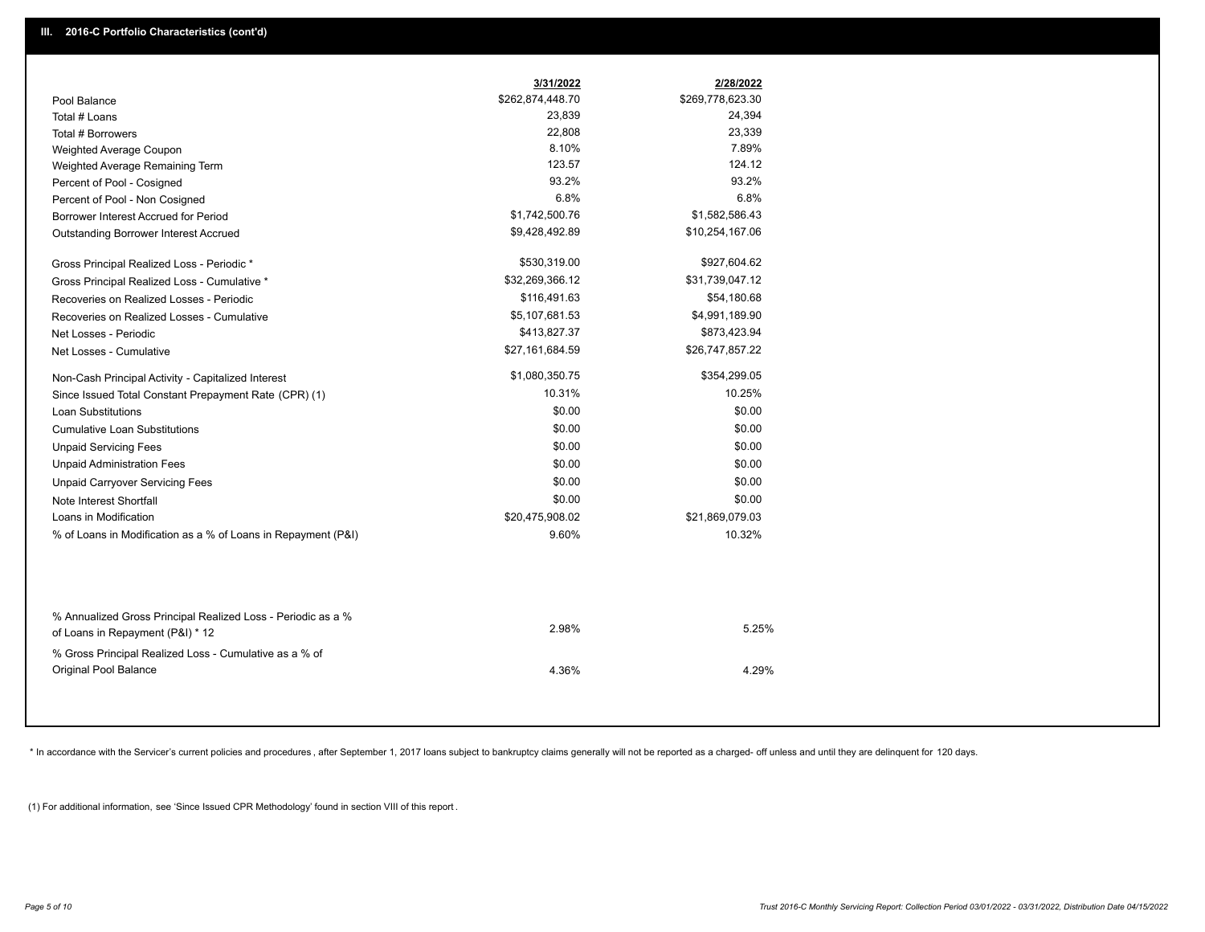## III. 2016-C Portfolio Characteristics (cont'd)

| | 3/31/2022 | 2/28/2022 |
|---|---|---|
| Pool Balance | $262,874,448.70 | $269,778,623.30 |
| Total # Loans | 23,839 | 24,394 |
| Total # Borrowers | 22,808 | 23,339 |
| Weighted Average Coupon | 8.10% | 7.89% |
| Weighted Average Remaining Term | 123.57 | 124.12 |
| Percent of Pool - Cosigned | 93.2% | 93.2% |
| Percent of Pool - Non Cosigned | 6.8% | 6.8% |
| Borrower Interest Accrued for Period | $1,742,500.76 | $1,582,586.43 |
| Outstanding Borrower Interest Accrued | $9,428,492.89 | $10,254,167.06 |
| Gross Principal Realized Loss - Periodic * | $530,319.00 | $927,604.62 |
| Gross Principal Realized Loss - Cumulative * | $32,269,366.12 | $31,739,047.12 |
| Recoveries on Realized Losses - Periodic | $116,491.63 | $54,180.68 |
| Recoveries on Realized Losses - Cumulative | $5,107,681.53 | $4,991,189.90 |
| Net Losses - Periodic | $413,827.37 | $873,423.94 |
| Net Losses - Cumulative | $27,161,684.59 | $26,747,857.22 |
| Non-Cash Principal Activity - Capitalized Interest | $1,080,350.75 | $354,299.05 |
| Since Issued Total Constant Prepayment Rate (CPR) (1) | 10.31% | 10.25% |
| Loan Substitutions | $0.00 | $0.00 |
| Cumulative Loan Substitutions | $0.00 | $0.00 |
| Unpaid Servicing Fees | $0.00 | $0.00 |
| Unpaid Administration Fees | $0.00 | $0.00 |
| Unpaid Carryover Servicing Fees | $0.00 | $0.00 |
| Note Interest Shortfall | $0.00 | $0.00 |
| Loans in Modification | $20,475,908.02 | $21,869,079.03 |
| % of Loans in Modification as a % of Loans in Repayment (P&I) | 9.60% | 10.32% |
| % Annualized Gross Principal Realized Loss - Periodic as a % of Loans in Repayment (P&I) * 12 | 2.98% | 5.25% |
| % Gross Principal Realized Loss - Cumulative as a % of Original Pool Balance | 4.36% | 4.29% |

* In accordance with the Servicer's current policies and procedures , after September 1, 2017 loans subject to bankruptcy claims generally will not be reported as a charged- off unless and until they are delinquent for 120 days.

(1) For additional information, see 'Since Issued CPR Methodology' found in section VIII of this report .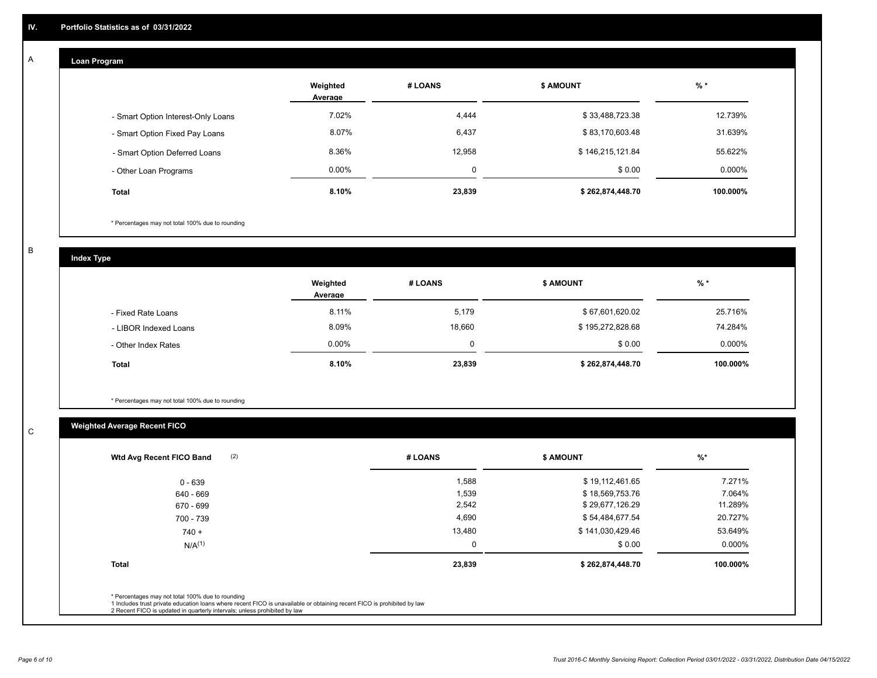# IV. Portfolio Statistics as of 03/31/2022

## A Loan Program

| | Weighted Average | # LOANS | $ AMOUNT | % * |
|---|---|---|---|---|
| - Smart Option Interest-Only Loans | 7.02% | 4,444 | $ 33,488,723.38 | 12.739% |
| - Smart Option Fixed Pay Loans | 8.07% | 6,437 | $ 83,170,603.48 | 31.639% |
| - Smart Option Deferred Loans | 8.36% | 12,958 | $ 146,215,121.84 | 55.622% |
| - Other Loan Programs | 0.00% | 0 | $ 0.00 | 0.000% |
| **Total** | **8.10%** | **23,839** | **$ 262,874,448.70** | **100.000%** |

* Percentages may not total 100% due to rounding

## B Index Type

| | Weighted Average | # LOANS | $ AMOUNT | % * |
|---|---|---|---|---|
| - Fixed Rate Loans | 8.11% | 5,179 | $ 67,601,620.02 | 25.716% |
| - LIBOR Indexed Loans | 8.09% | 18,660 | $ 195,272,828.68 | 74.284% |
| - Other Index Rates | 0.00% | 0 | $ 0.00 | 0.000% |
| **Total** | **8.10%** | **23,839** | **$ 262,874,448.70** | **100.000%** |

* Percentages may not total 100% due to rounding

## C Weighted Average Recent FICO

| Wtd Avg Recent FICO Band (2) | # LOANS | $ AMOUNT | %* |
|---|---|---|---|
| 0 - 639 | 1,588 | $ 19,112,461.65 | 7.271% |
| 640 - 669 | 1,539 | $ 18,569,753.76 | 7.064% |
| 670 - 699 | 2,542 | $ 29,677,126.29 | 11.289% |
| 700 - 739 | 4,690 | $ 54,484,677.54 | 20.727% |
| 740 + | 13,480 | $ 141,030,429.46 | 53.649% |
| N/A(1) | 0 | $ 0.00 | 0.000% |
| **Total** | **23,839** | **$ 262,874,448.70** | **100.000%** |

* Percentages may not total 100% due to rounding
1 Includes trust private education loans where recent FICO is unavailable or obtaining recent FICO is prohibited by law
2 Recent FICO is updated in quarterly intervals; unless prohibited by law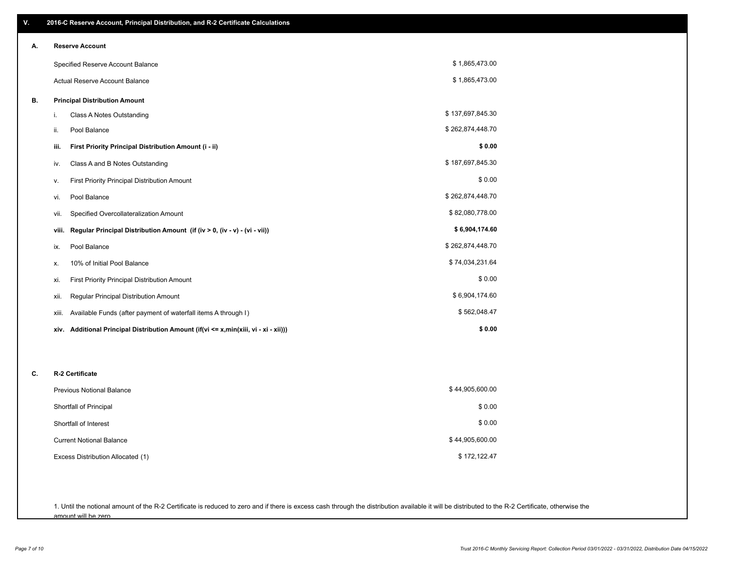## V. 2016-C Reserve Account, Principal Distribution, and R-2 Certificate Calculations

### A. Reserve Account

| | |
|---|---|
| Specified Reserve Account Balance | $ 1,865,473.00 |
| Actual Reserve Account Balance | $ 1,865,473.00 |

### B. Principal Distribution Amount

| | | |
|---|---|---|
| i. | Class A Notes Outstanding | $ 137,697,845.30 |
| ii. | Pool Balance | $ 262,874,448.70 |
| **iii.** | **First Priority Principal Distribution Amount (i - ii)** | **$ 0.00** |
| iv. | Class A and B Notes Outstanding | $ 187,697,845.30 |
| v. | First Priority Principal Distribution Amount | $ 0.00 |
| vi. | Pool Balance | $ 262,874,448.70 |
| vii. | Specified Overcollateralization Amount | $ 82,080,778.00 |
| **viii.** | **Regular Principal Distribution Amount (if (iv > 0, (iv - v) - (vi - vii))** | **$ 6,904,174.60** |
| ix. | Pool Balance | $ 262,874,448.70 |
| x. | 10% of Initial Pool Balance | $ 74,034,231.64 |
| xi. | First Priority Principal Distribution Amount | $ 0.00 |
| xii. | Regular Principal Distribution Amount | $ 6,904,174.60 |
| xiii. | Available Funds (after payment of waterfall items A through I) | $ 562,048.47 |
| **xiv.** | **Additional Principal Distribution Amount (if(vi <= x,min(xiii, vi - xi - xii)))** | **$ 0.00** |

### C. R-2 Certificate

| | |
|---|---|
| Previous Notional Balance | $ 44,905,600.00 |
| Shortfall of Principal | $ 0.00 |
| Shortfall of Interest | $ 0.00 |
| Current Notional Balance | $ 44,905,600.00 |
| Excess Distribution Allocated (1) | $ 172,122.47 |

1. Until the notional amount of the R-2 Certificate is reduced to zero and if there is excess cash through the distribution available it will be distributed to the R-2 Certificate, otherwise the amount will be zero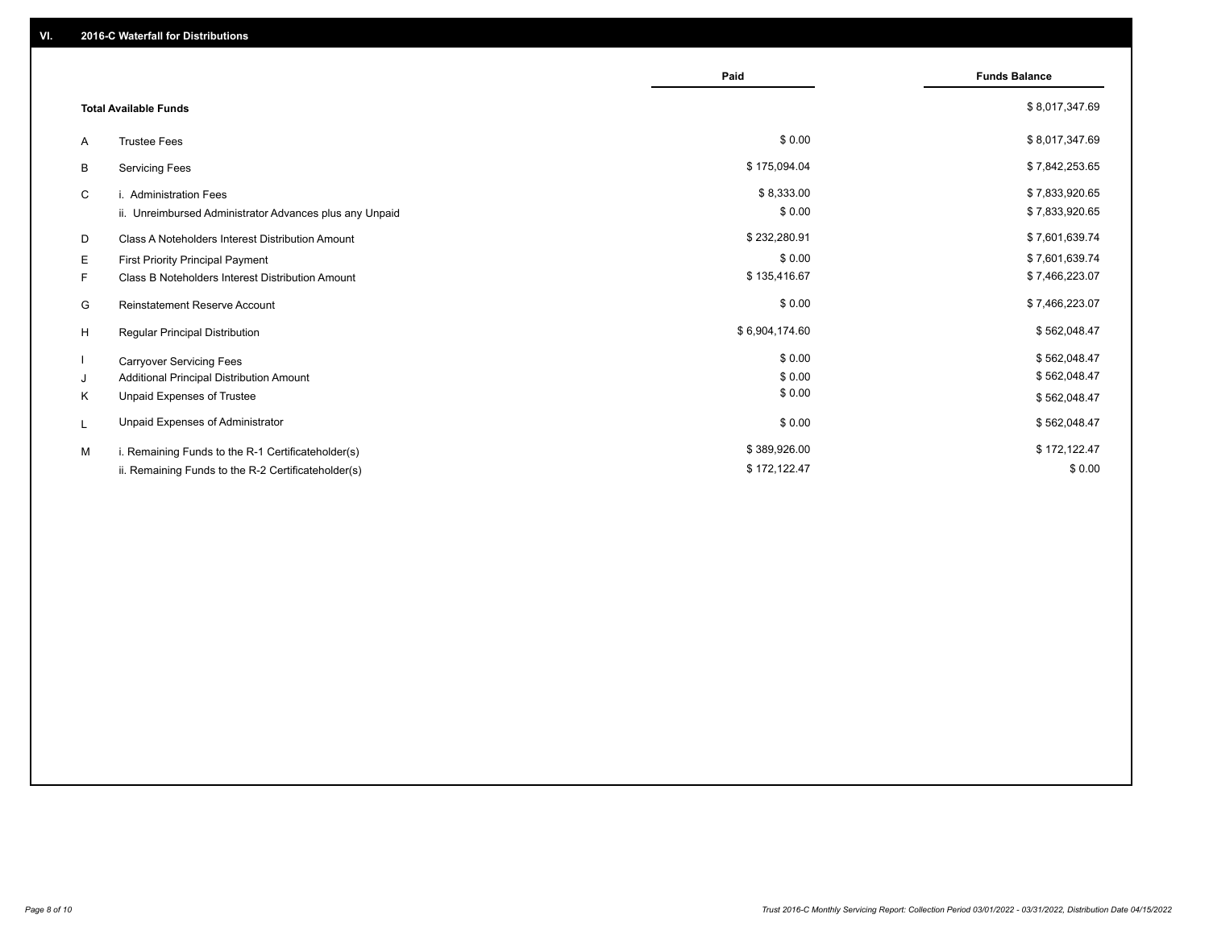## VI. 2016-C Waterfall for Distributions

| | | Paid | Funds Balance |
|---|---|---|---|
| | **Total Available Funds** | | $ 8,017,347.69 |
| A | Trustee Fees | $ 0.00 | $ 8,017,347.69 |
| B | Servicing Fees | $ 175,094.04 | $ 7,842,253.65 |
| C | i. Administration Fees | $ 8,333.00 | $ 7,833,920.65 |
| | ii. Unreimbursed Administrator Advances plus any Unpaid | $ 0.00 | $ 7,833,920.65 |
| D | Class A Noteholders Interest Distribution Amount | $ 232,280.91 | $ 7,601,639.74 |
| E | First Priority Principal Payment | $ 0.00 | $ 7,601,639.74 |
| F | Class B Noteholders Interest Distribution Amount | $ 135,416.67 | $ 7,466,223.07 |
| G | Reinstatement Reserve Account | $ 0.00 | $ 7,466,223.07 |
| H | Regular Principal Distribution | $ 6,904,174.60 | $ 562,048.47 |
| I | Carryover Servicing Fees | $ 0.00 | $ 562,048.47 |
| J | Additional Principal Distribution Amount | $ 0.00 | $ 562,048.47 |
| K | Unpaid Expenses of Trustee | $ 0.00 | $ 562,048.47 |
| L | Unpaid Expenses of Administrator | $ 0.00 | $ 562,048.47 |
| M | i. Remaining Funds to the R-1 Certificateholder(s) | $ 389,926.00 | $ 172,122.47 |
| | ii. Remaining Funds to the R-2 Certificateholder(s) | $ 172,122.47 | $ 0.00 |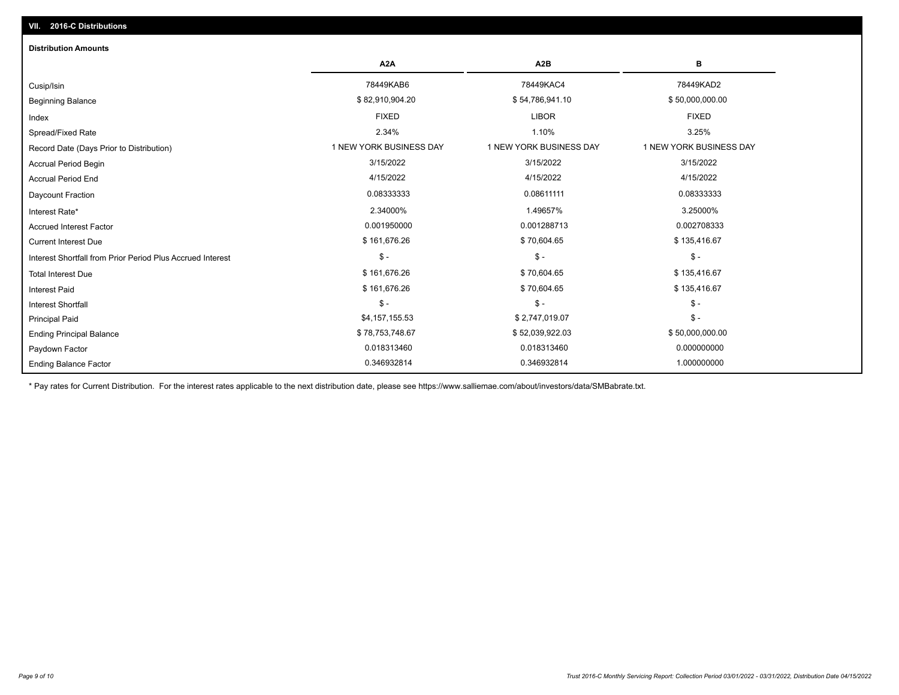## VII. 2016-C Distributions

### Distribution Amounts

| | A2A | A2B | B |
|---|---|---|---|
| Cusip/Isin | 78449KAB6 | 78449KAC4 | 78449KAD2 |
| Beginning Balance | $ 82,910,904.20 | $ 54,786,941.10 | $ 50,000,000.00 |
| Index | FIXED | LIBOR | FIXED |
| Spread/Fixed Rate | 2.34% | 1.10% | 3.25% |
| Record Date (Days Prior to Distribution) | 1 NEW YORK BUSINESS DAY | 1 NEW YORK BUSINESS DAY | 1 NEW YORK BUSINESS DAY |
| Accrual Period Begin | 3/15/2022 | 3/15/2022 | 3/15/2022 |
| Accrual Period End | 4/15/2022 | 4/15/2022 | 4/15/2022 |
| Daycount Fraction | 0.08333333 | 0.08611111 | 0.08333333 |
| Interest Rate* | 2.34000% | 1.49657% | 3.25000% |
| Accrued Interest Factor | 0.001950000 | 0.001288713 | 0.002708333 |
| Current Interest Due | $ 161,676.26 | $ 70,604.65 | $ 135,416.67 |
| Interest Shortfall from Prior Period Plus Accrued Interest | $ - | $ - | $ - |
| Total Interest Due | $ 161,676.26 | $ 70,604.65 | $ 135,416.67 |
| Interest Paid | $ 161,676.26 | $ 70,604.65 | $ 135,416.67 |
| Interest Shortfall | $ - | $ - | $ - |
| Principal Paid | $4,157,155.53 | $ 2,747,019.07 | $ - |
| Ending Principal Balance | $ 78,753,748.67 | $ 52,039,922.03 | $ 50,000,000.00 |
| Paydown Factor | 0.018313460 | 0.018313460 | 0.000000000 |
| Ending Balance Factor | 0.346932814 | 0.346932814 | 1.000000000 |

* Pay rates for Current Distribution. For the interest rates applicable to the next distribution date, please see https://www.salliemae.com/about/investors/data/SMBabrate.txt.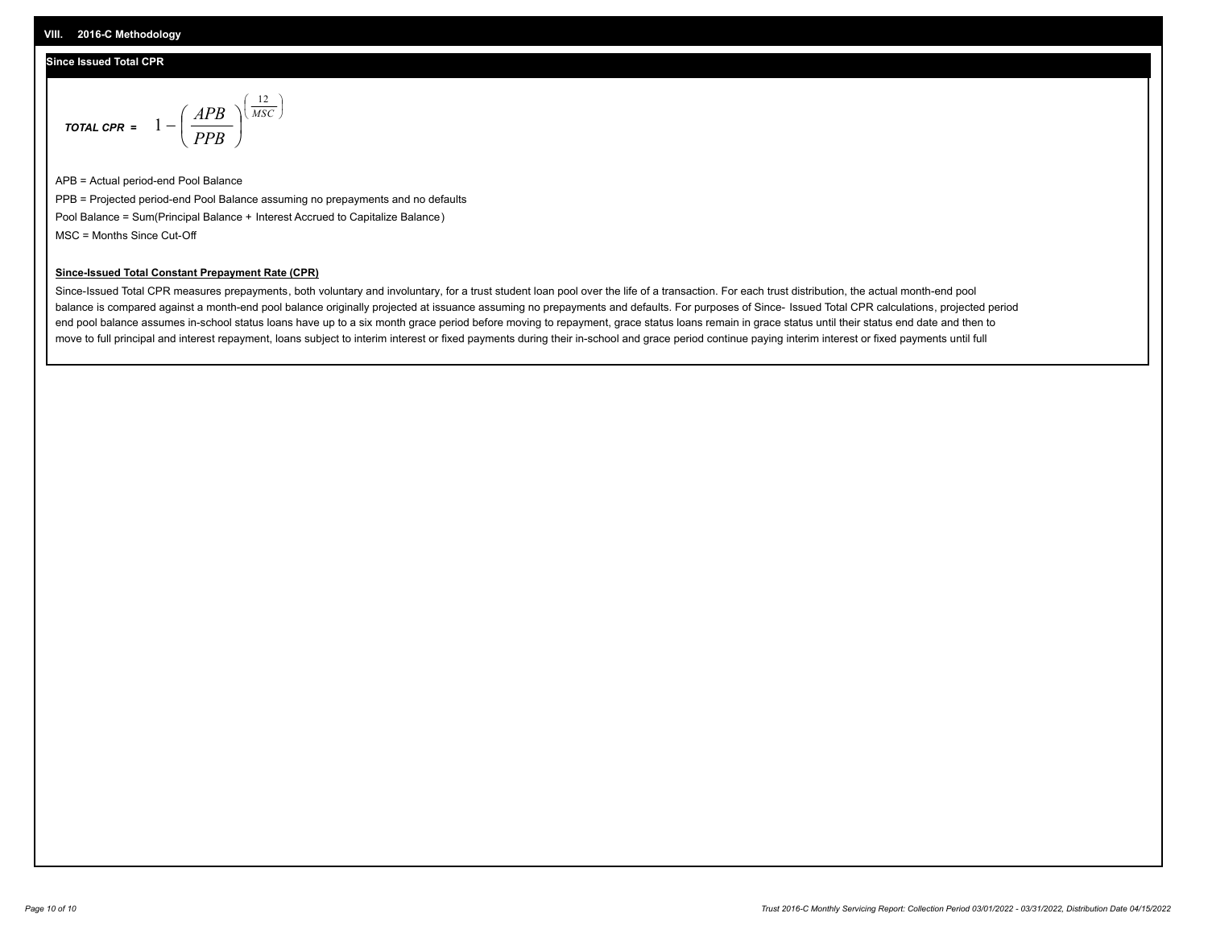## VIII. 2016-C Methodology

### Since Issued Total CPR

$$\textit{TOTAL CPR} = 1 - \left( \frac{APB}{PPB} \right)^{\left( \frac{12}{MSC} \right)}$$

APB = Actual period-end Pool Balance

PPB = Projected period-end Pool Balance assuming no prepayments and no defaults

Pool Balance = Sum(Principal Balance + Interest Accrued to Capitalize Balance)

MSC = Months Since Cut-Off

**Since-Issued Total Constant Prepayment Rate (CPR)**

Since-Issued Total CPR measures prepayments, both voluntary and involuntary, for a trust student loan pool over the life of a transaction. For each trust distribution, the actual month-end pool balance is compared against a month-end pool balance originally projected at issuance assuming no prepayments and defaults. For purposes of Since- Issued Total CPR calculations, projected period end pool balance assumes in-school status loans have up to a six month grace period before moving to repayment, grace status loans remain in grace status until their status end date and then to move to full principal and interest repayment, loans subject to interim interest or fixed payments during their in-school and grace period continue paying interim interest or fixed payments until full